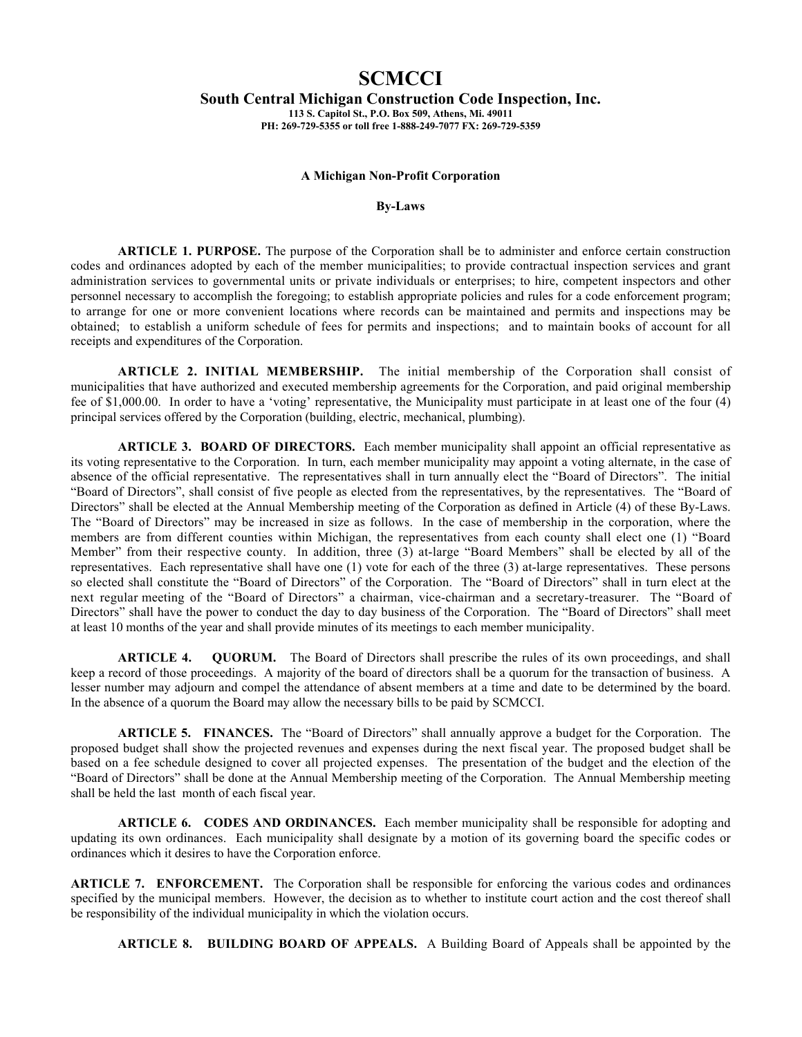# SCMCCI

## South Central Michigan Construction Code Inspection, Inc.

**113 S. Capitol St., P.O. Box 509, Athens, Mi. 49011**
**PH: 269-729-5355 or toll free 1-888-249-7077 FX: 269-729-5359**

**A Michigan Non-Profit Corporation**

**By-Laws**

**ARTICLE 1. PURPOSE.** The purpose of the Corporation shall be to administer and enforce certain construction codes and ordinances adopted by each of the member municipalities; to provide contractual inspection services and grant administration services to governmental units or private individuals or enterprises; to hire, competent inspectors and other personnel necessary to accomplish the foregoing; to establish appropriate policies and rules for a code enforcement program; to arrange for one or more convenient locations where records can be maintained and permits and inspections may be obtained; to establish a uniform schedule of fees for permits and inspections; and to maintain books of account for all receipts and expenditures of the Corporation.

**ARTICLE 2. INITIAL MEMBERSHIP.** The initial membership of the Corporation shall consist of municipalities that have authorized and executed membership agreements for the Corporation, and paid original membership fee of $1,000.00. In order to have a 'voting' representative, the Municipality must participate in at least one of the four (4) principal services offered by the Corporation (building, electric, mechanical, plumbing).

**ARTICLE 3. BOARD OF DIRECTORS.** Each member municipality shall appoint an official representative as its voting representative to the Corporation. In turn, each member municipality may appoint a voting alternate, in the case of absence of the official representative. The representatives shall in turn annually elect the "Board of Directors". The initial "Board of Directors", shall consist of five people as elected from the representatives, by the representatives. The "Board of Directors" shall be elected at the Annual Membership meeting of the Corporation as defined in Article (4) of these By-Laws. The "Board of Directors" may be increased in size as follows. In the case of membership in the corporation, where the members are from different counties within Michigan, the representatives from each county shall elect one (1) "Board Member" from their respective county. In addition, three (3) at-large "Board Members" shall be elected by all of the representatives. Each representative shall have one (1) vote for each of the three (3) at-large representatives. These persons so elected shall constitute the "Board of Directors" of the Corporation. The "Board of Directors" shall in turn elect at the next regular meeting of the "Board of Directors" a chairman, vice-chairman and a secretary-treasurer. The "Board of Directors" shall have the power to conduct the day to day business of the Corporation. The "Board of Directors" shall meet at least 10 months of the year and shall provide minutes of its meetings to each member municipality.

**ARTICLE 4. QUORUM.** The Board of Directors shall prescribe the rules of its own proceedings, and shall keep a record of those proceedings. A majority of the board of directors shall be a quorum for the transaction of business. A lesser number may adjourn and compel the attendance of absent members at a time and date to be determined by the board. In the absence of a quorum the Board may allow the necessary bills to be paid by SCMCCI.

**ARTICLE 5. FINANCES.** The "Board of Directors" shall annually approve a budget for the Corporation. The proposed budget shall show the projected revenues and expenses during the next fiscal year. The proposed budget shall be based on a fee schedule designed to cover all projected expenses. The presentation of the budget and the election of the "Board of Directors" shall be done at the Annual Membership meeting of the Corporation. The Annual Membership meeting shall be held the last month of each fiscal year.

**ARTICLE 6. CODES AND ORDINANCES.** Each member municipality shall be responsible for adopting and updating its own ordinances. Each municipality shall designate by a motion of its governing board the specific codes or ordinances which it desires to have the Corporation enforce.

**ARTICLE 7. ENFORCEMENT.** The Corporation shall be responsible for enforcing the various codes and ordinances specified by the municipal members. However, the decision as to whether to institute court action and the cost thereof shall be responsibility of the individual municipality in which the violation occurs.

**ARTICLE 8. BUILDING BOARD OF APPEALS.** A Building Board of Appeals shall be appointed by the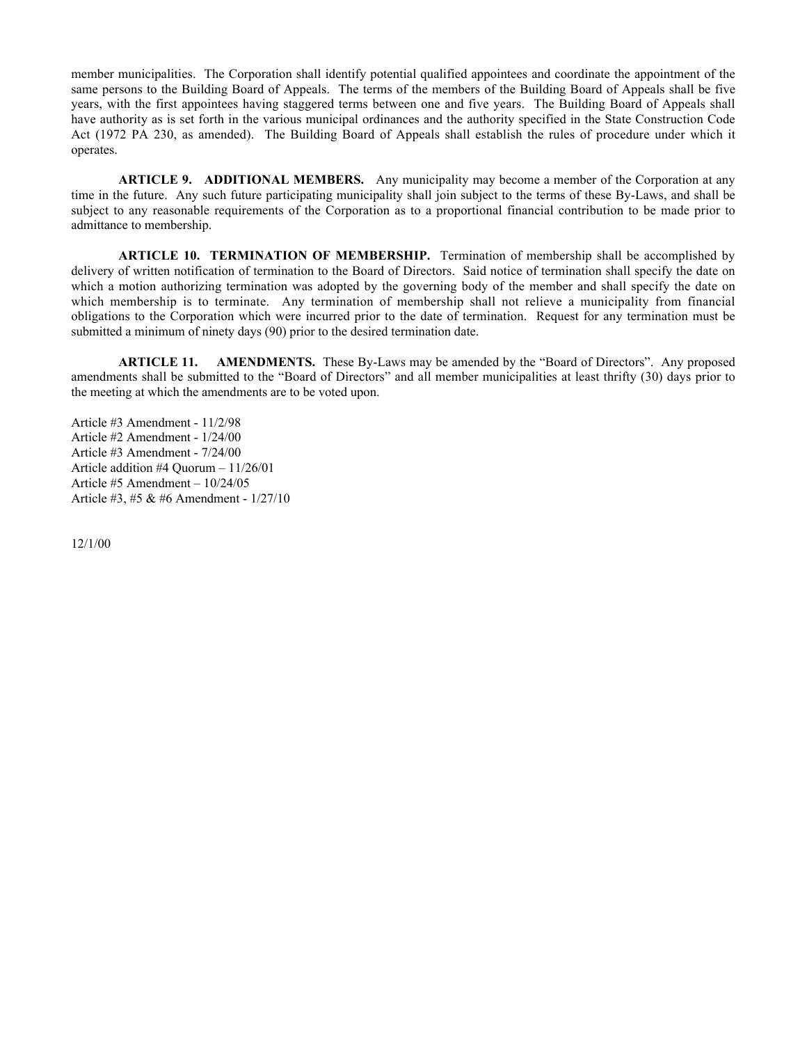member municipalities. The Corporation shall identify potential qualified appointees and coordinate the appointment of the same persons to the Building Board of Appeals. The terms of the members of the Building Board of Appeals shall be five years, with the first appointees having staggered terms between one and five years. The Building Board of Appeals shall have authority as is set forth in the various municipal ordinances and the authority specified in the State Construction Code Act (1972 PA 230, as amended). The Building Board of Appeals shall establish the rules of procedure under which it operates.

**ARTICLE 9. ADDITIONAL MEMBERS.** Any municipality may become a member of the Corporation at any time in the future. Any such future participating municipality shall join subject to the terms of these By-Laws, and shall be subject to any reasonable requirements of the Corporation as to a proportional financial contribution to be made prior to admittance to membership.

**ARTICLE 10. TERMINATION OF MEMBERSHIP.** Termination of membership shall be accomplished by delivery of written notification of termination to the Board of Directors. Said notice of termination shall specify the date on which a motion authorizing termination was adopted by the governing body of the member and shall specify the date on which membership is to terminate. Any termination of membership shall not relieve a municipality from financial obligations to the Corporation which were incurred prior to the date of termination. Request for any termination must be submitted a minimum of ninety days (90) prior to the desired termination date.

**ARTICLE 11. AMENDMENTS.** These By-Laws may be amended by the "Board of Directors". Any proposed amendments shall be submitted to the "Board of Directors" and all member municipalities at least thrifty (30) days prior to the meeting at which the amendments are to be voted upon.

Article #3 Amendment - 11/2/98
Article #2 Amendment - 1/24/00
Article #3 Amendment - 7/24/00
Article addition #4 Quorum – 11/26/01
Article #5 Amendment – 10/24/05
Article #3, #5 & #6 Amendment - 1/27/10

12/1/00